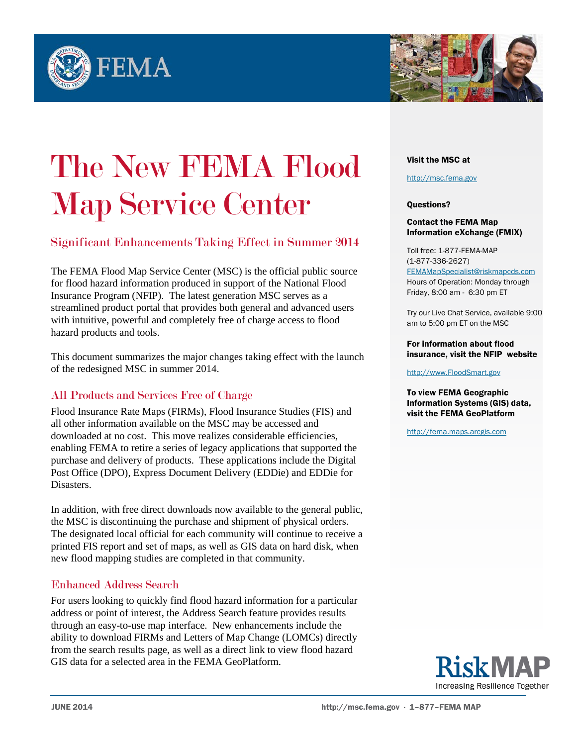# The New FEMA Flood Map Service Center

## Significant Enhancements Taking Effect in Summer 2014

The FEMA Flood Map Service Center (MSC) is the official public source for flood hazard information produced in support of the National Flood Insurance Program (NFIP). The latest generation MSC serves as a streamlined product portal that provides both general and advanced users with intuitive, powerful and completely free of charge access to flood hazard products and tools.

This document summarizes the major changes taking effect with the launch of the redesigned MSC in summer 2014.

### All Products and Services Free of Charge

Flood Insurance Rate Maps (FIRMs), Flood Insurance Studies (FIS) and all other information available on the MSC may be accessed and downloaded at no cost. This move realizes considerable efficiencies, enabling FEMA to retire a series of legacy applications that supported the purchase and delivery of products. These applications include the Digital Post Office (DPO), Express Document Delivery (EDDie) and EDDie for Disasters.

In addition, with free direct downloads now available to the general public, the MSC is discontinuing the purchase and shipment of physical orders. The designated local official for each community will continue to receive a printed FIS report and set of maps, as well as GIS data on hard disk, when new flood mapping studies are completed in that community.

### Enhanced Address Search

For users looking to quickly find flood hazard information for a particular address or point of interest, the Address Search feature provides results through an easy-to-use map interface. New enhancements include the ability to download FIRMs and Letters of Map Change (LOMCs) directly from the search results page, as well as a direct link to view flood hazard GIS data for a selected area in the FEMA GeoPlatform.

**Visit the MSC at**

http://msc.fema.gov

**Questions?**

**Contact the FEMA Map Information eXchange (FMIX)**

Toll free: 1-877-FEMA-MAP
(1-877-336-2627)
FEMAMapSpecialist@riskmapcds.com
Hours of Operation: Monday through Friday, 8:00 am - 6:30 pm ET

Try our Live Chat Service, available 9:00 am to 5:00 pm ET on the MSC

**For information about flood insurance, visit the NFIP website**

http://www.FloodSmart.gov

**To view FEMA Geographic Information Systems (GIS) data, visit the FEMA GeoPlatform**

http://fema.maps.arcgis.com

RiskMAP
Increasing Resilience Together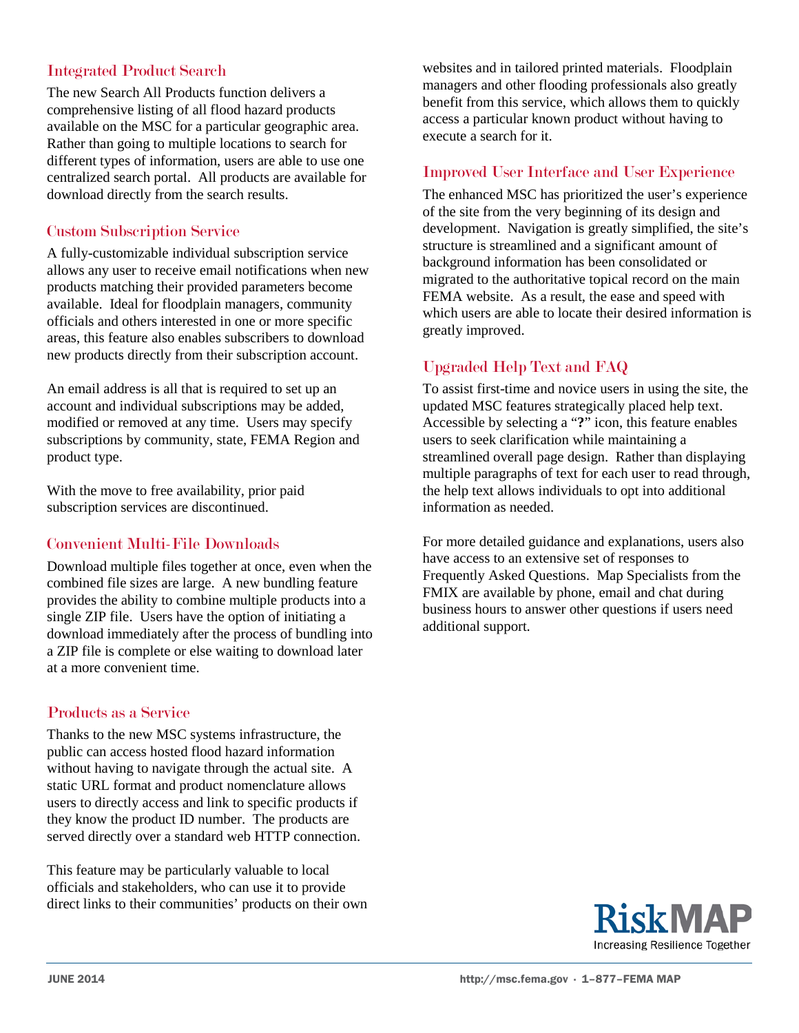## Integrated Product Search

The new Search All Products function delivers a comprehensive listing of all flood hazard products available on the MSC for a particular geographic area. Rather than going to multiple locations to search for different types of information, users are able to use one centralized search portal. All products are available for download directly from the search results.

## Custom Subscription Service

A fully-customizable individual subscription service allows any user to receive email notifications when new products matching their provided parameters become available. Ideal for floodplain managers, community officials and others interested in one or more specific areas, this feature also enables subscribers to download new products directly from their subscription account.

An email address is all that is required to set up an account and individual subscriptions may be added, modified or removed at any time. Users may specify subscriptions by community, state, FEMA Region and product type.

With the move to free availability, prior paid subscription services are discontinued.

## Convenient Multi-File Downloads

Download multiple files together at once, even when the combined file sizes are large. A new bundling feature provides the ability to combine multiple products into a single ZIP file. Users have the option of initiating a download immediately after the process of bundling into a ZIP file is complete or else waiting to download later at a more convenient time.

## Products as a Service

Thanks to the new MSC systems infrastructure, the public can access hosted flood hazard information without having to navigate through the actual site. A static URL format and product nomenclature allows users to directly access and link to specific products if they know the product ID number. The products are served directly over a standard web HTTP connection.

This feature may be particularly valuable to local officials and stakeholders, who can use it to provide direct links to their communities' products on their own websites and in tailored printed materials. Floodplain managers and other flooding professionals also greatly benefit from this service, which allows them to quickly access a particular known product without having to execute a search for it.

## Improved User Interface and User Experience

The enhanced MSC has prioritized the user's experience of the site from the very beginning of its design and development. Navigation is greatly simplified, the site's structure is streamlined and a significant amount of background information has been consolidated or migrated to the authoritative topical record on the main FEMA website. As a result, the ease and speed with which users are able to locate their desired information is greatly improved.

## Upgraded Help Text and FAQ

To assist first-time and novice users in using the site, the updated MSC features strategically placed help text. Accessible by selecting a "**?**" icon, this feature enables users to seek clarification while maintaining a streamlined overall page design. Rather than displaying multiple paragraphs of text for each user to read through, the help text allows individuals to opt into additional information as needed.

For more detailed guidance and explanations, users also have access to an extensive set of responses to Frequently Asked Questions. Map Specialists from the FMIX are available by phone, email and chat during business hours to answer other questions if users need additional support.

RiskMAP
Increasing Resilience Together

JUNE 2014

http://msc.fema.gov · 1–877–FEMA MAP